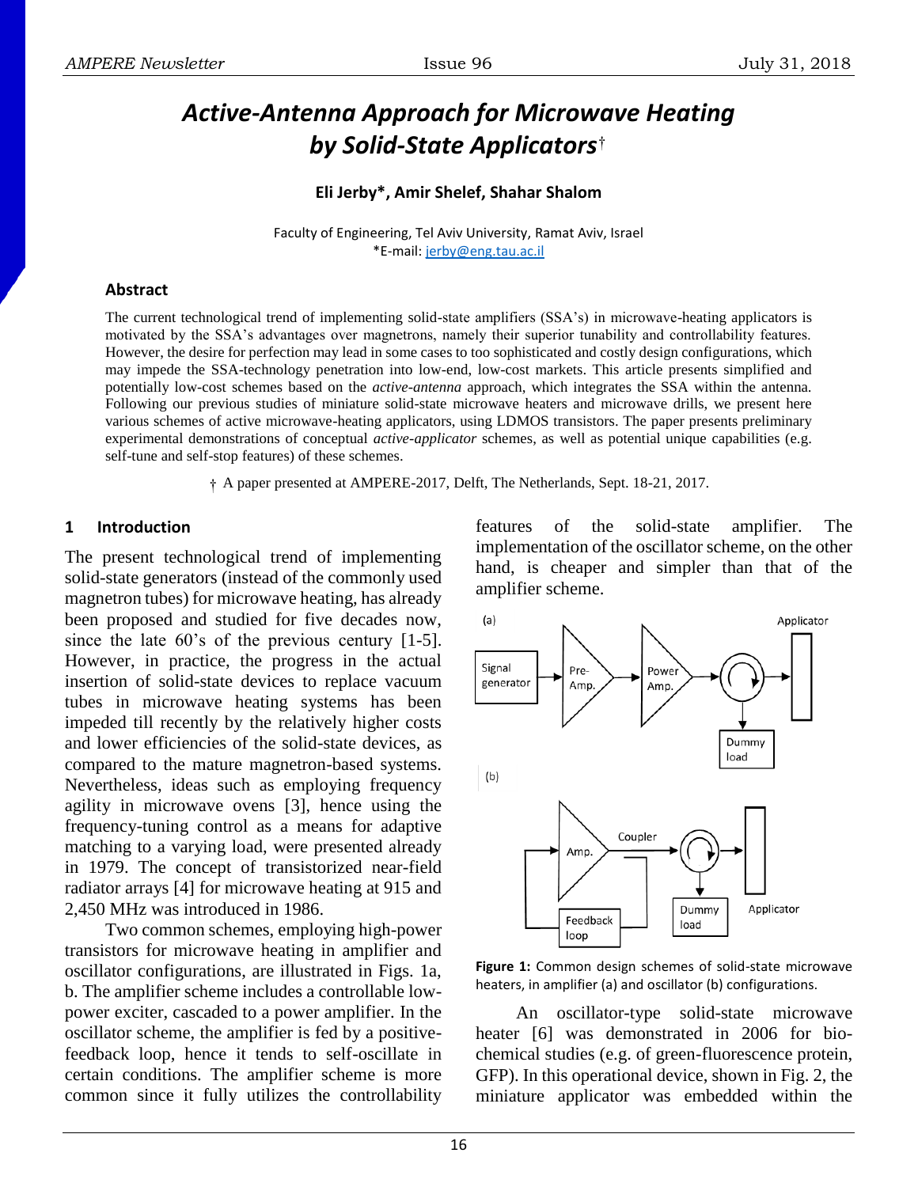# *Active-Antenna Approach for Microwave Heating by Solid-State Applicators*†

**Eli Jerby\*, Amir Shelef, Shahar Shalom**

Faculty of Engineering, Tel Aviv University, Ramat Aviv, Israel
\*E-mail: jerby@eng.tau.ac.il

### Abstract

The current technological trend of implementing solid-state amplifiers (SSA's) in microwave-heating applicators is motivated by the SSA's advantages over magnetrons, namely their superior tunability and controllability features. However, the desire for perfection may lead in some cases to too sophisticated and costly design configurations, which may impede the SSA-technology penetration into low-end, low-cost markets. This article presents simplified and potentially low-cost schemes based on the *active-antenna* approach, which integrates the SSA within the antenna. Following our previous studies of miniature solid-state microwave heaters and microwave drills, we present here various schemes of active microwave-heating applicators, using LDMOS transistors. The paper presents preliminary experimental demonstrations of conceptual *active-applicator* schemes, as well as potential unique capabilities (e.g. self-tune and self-stop features) of these schemes.

† A paper presented at AMPERE-2017, Delft, The Netherlands, Sept. 18-21, 2017.

## 1 Introduction

The present technological trend of implementing solid-state generators (instead of the commonly used magnetron tubes) for microwave heating, has already been proposed and studied for five decades now, since the late 60's of the previous century [1-5]. However, in practice, the progress in the actual insertion of solid-state devices to replace vacuum tubes in microwave heating systems has been impeded till recently by the relatively higher costs and lower efficiencies of the solid-state devices, as compared to the mature magnetron-based systems. Nevertheless, ideas such as employing frequency agility in microwave ovens [3], hence using the frequency-tuning control as a means for adaptive matching to a varying load, were presented already in 1979. The concept of transistorized near-field radiator arrays [4] for microwave heating at 915 and 2,450 MHz was introduced in 1986.

Two common schemes, employing high-power transistors for microwave heating in amplifier and oscillator configurations, are illustrated in Figs. 1a, b. The amplifier scheme includes a controllable low-power exciter, cascaded to a power amplifier. In the oscillator scheme, the amplifier is fed by a positive-feedback loop, hence it tends to self-oscillate in certain conditions. The amplifier scheme is more common since it fully utilizes the controllability features of the solid-state amplifier. The implementation of the oscillator scheme, on the other hand, is cheaper and simpler than that of the amplifier scheme.

**Figure 1:** Common design schemes of solid-state microwave heaters, in amplifier (a) and oscillator (b) configurations.

An oscillator-type solid-state microwave heater [6] was demonstrated in 2006 for bio-chemical studies (e.g. of green-fluorescence protein, GFP). In this operational device, shown in Fig. 2, the miniature applicator was embedded within the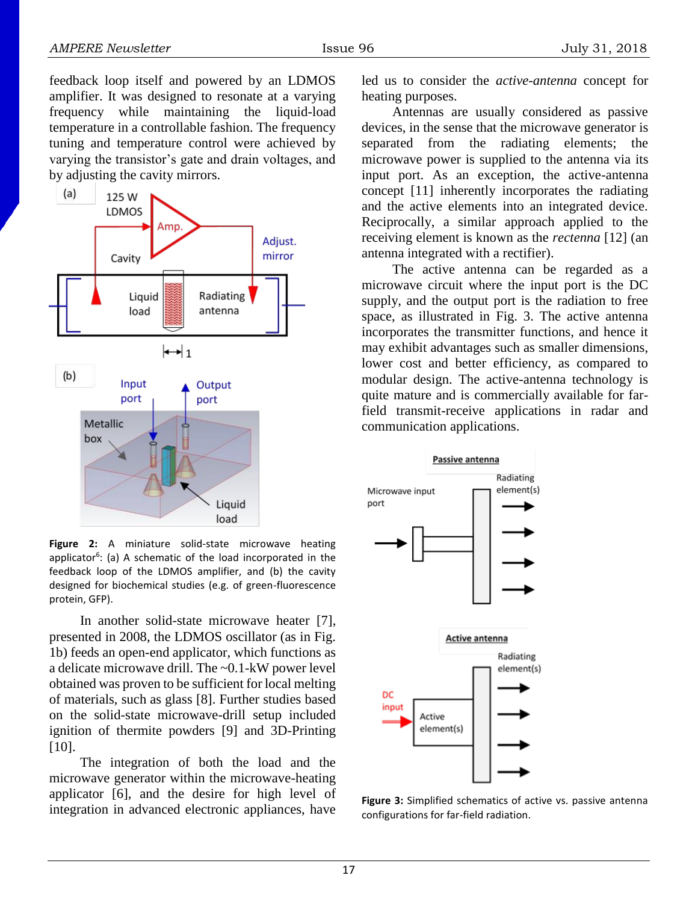feedback loop itself and powered by an LDMOS amplifier. It was designed to resonate at a varying frequency while maintaining the liquid-load temperature in a controllable fashion. The frequency tuning and temperature control were achieved by varying the transistor's gate and drain voltages, and by adjusting the cavity mirrors.

**Figure 2:** A miniature solid-state microwave heating applicator[6]: (a) A schematic of the load incorporated in the feedback loop of the LDMOS amplifier, and (b) the cavity designed for biochemical studies (e.g. of green-fluorescence protein, GFP).

In another solid-state microwave heater [7], presented in 2008, the LDMOS oscillator (as in Fig. 1b) feeds an open-end applicator, which functions as a delicate microwave drill. The ~0.1-kW power level obtained was proven to be sufficient for local melting of materials, such as glass [8]. Further studies based on the solid-state microwave-drill setup included ignition of thermite powders [9] and 3D-Printing [10].

The integration of both the load and the microwave generator within the microwave-heating applicator [6], and the desire for high level of integration in advanced electronic appliances, have led us to consider the *active-antenna* concept for heating purposes.

Antennas are usually considered as passive devices, in the sense that the microwave generator is separated from the radiating elements; the microwave power is supplied to the antenna via its input port. As an exception, the active-antenna concept [11] inherently incorporates the radiating and the active elements into an integrated device. Reciprocally, a similar approach applied to the receiving element is known as the *rectenna* [12] (an antenna integrated with a rectifier).

The active antenna can be regarded as a microwave circuit where the input port is the DC supply, and the output port is the radiation to free space, as illustrated in Fig. 3. The active antenna incorporates the transmitter functions, and hence it may exhibit advantages such as smaller dimensions, lower cost and better efficiency, as compared to modular design. The active-antenna technology is quite mature and is commercially available for far-field transmit-receive applications in radar and communication applications.

**Figure 3:** Simplified schematics of active vs. passive antenna configurations for far-field radiation.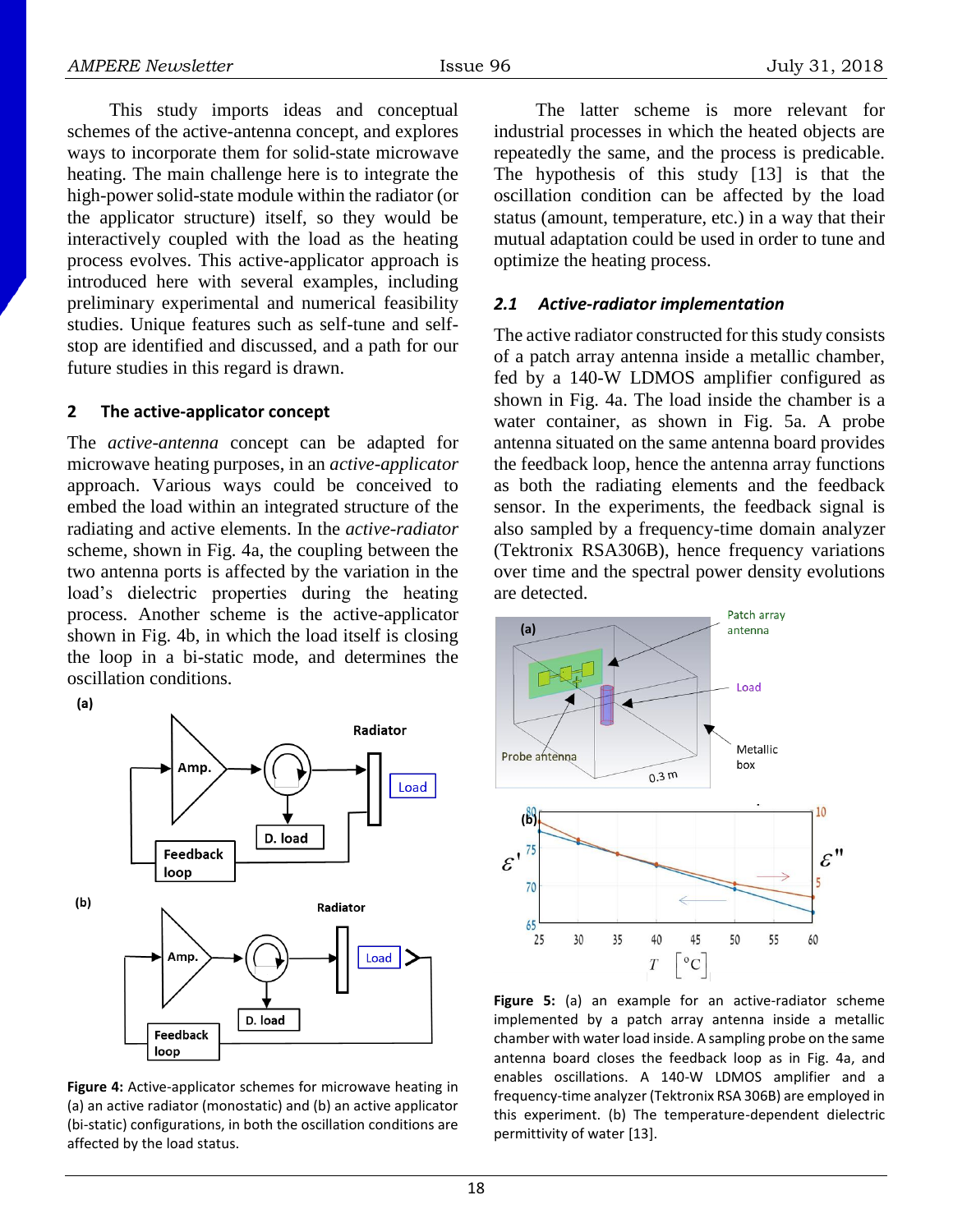This study imports ideas and conceptual schemes of the active-antenna concept, and explores ways to incorporate them for solid-state microwave heating. The main challenge here is to integrate the high-power solid-state module within the radiator (or the applicator structure) itself, so they would be interactively coupled with the load as the heating process evolves. This active-applicator approach is introduced here with several examples, including preliminary experimental and numerical feasibility studies. Unique features such as self-tune and self-stop are identified and discussed, and a path for our future studies in this regard is drawn.

## 2 The active-applicator concept

The *active-antenna* concept can be adapted for microwave heating purposes, in an *active-applicator* approach. Various ways could be conceived to embed the load within an integrated structure of the radiating and active elements. In the *active-radiator* scheme, shown in Fig. 4a, the coupling between the two antenna ports is affected by the variation in the load's dielectric properties during the heating process. Another scheme is the active-applicator shown in Fig. 4b, in which the load itself is closing the loop in a bi-static mode, and determines the oscillation conditions.

**Figure 4:** Active-applicator schemes for microwave heating in (a) an active radiator (monostatic) and (b) an active applicator (bi-static) configurations, in both the oscillation conditions are affected by the load status.

The latter scheme is more relevant for industrial processes in which the heated objects are repeatedly the same, and the process is predicable. The hypothesis of this study [13] is that the oscillation condition can be affected by the load status (amount, temperature, etc.) in a way that their mutual adaptation could be used in order to tune and optimize the heating process.

### 2.1 Active-radiator implementation

The active radiator constructed for this study consists of a patch array antenna inside a metallic chamber, fed by a 140-W LDMOS amplifier configured as shown in Fig. 4a. The load inside the chamber is a water container, as shown in Fig. 5a. A probe antenna situated on the same antenna board provides the feedback loop, hence the antenna array functions as both the radiating elements and the feedback sensor. In the experiments, the feedback signal is also sampled by a frequency-time domain analyzer (Tektronix RSA306B), hence frequency variations over time and the spectral power density evolutions are detected.

**Figure 5:** (a) an example for an active-radiator scheme implemented by a patch array antenna inside a metallic chamber with water load inside. A sampling probe on the same antenna board closes the feedback loop as in Fig. 4a, and enables oscillations. A 140-W LDMOS amplifier and a frequency-time analyzer (Tektronix RSA 306B) are employed in this experiment. (b) The temperature-dependent dielectric permittivity of water [13].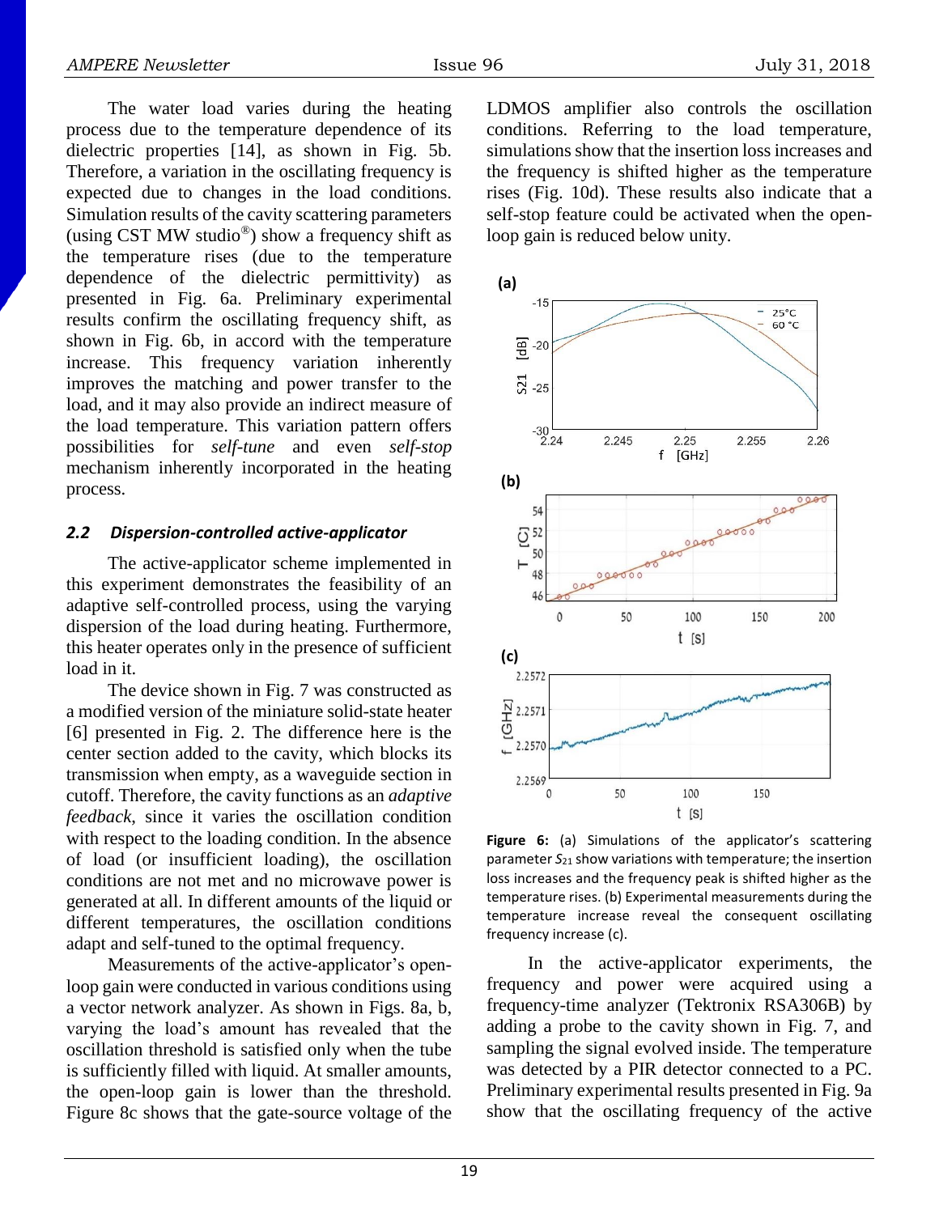The water load varies during the heating process due to the temperature dependence of its dielectric properties [14], as shown in Fig. 5b. Therefore, a variation in the oscillating frequency is expected due to changes in the load conditions. Simulation results of the cavity scattering parameters (using CST MW studio®) show a frequency shift as the temperature rises (due to the temperature dependence of the dielectric permittivity) as presented in Fig. 6a. Preliminary experimental results confirm the oscillating frequency shift, as shown in Fig. 6b, in accord with the temperature increase. This frequency variation inherently improves the matching and power transfer to the load, and it may also provide an indirect measure of the load temperature. This variation pattern offers possibilities for *self-tune* and even *self-stop* mechanism inherently incorporated in the heating process.

### *2.2 Dispersion-controlled active-applicator*

The active-applicator scheme implemented in this experiment demonstrates the feasibility of an adaptive self-controlled process, using the varying dispersion of the load during heating. Furthermore, this heater operates only in the presence of sufficient load in it.

The device shown in Fig. 7 was constructed as a modified version of the miniature solid-state heater [6] presented in Fig. 2. The difference here is the center section added to the cavity, which blocks its transmission when empty, as a waveguide section in cutoff. Therefore, the cavity functions as an *adaptive feedback*, since it varies the oscillation condition with respect to the loading condition. In the absence of load (or insufficient loading), the oscillation conditions are not met and no microwave power is generated at all. In different amounts of the liquid or different temperatures, the oscillation conditions adapt and self-tuned to the optimal frequency.

Measurements of the active-applicator's open-loop gain were conducted in various conditions using a vector network analyzer. As shown in Figs. 8a, b, varying the load's amount has revealed that the oscillation threshold is satisfied only when the tube is sufficiently filled with liquid. At smaller amounts, the open-loop gain is lower than the threshold. Figure 8c shows that the gate-source voltage of the LDMOS amplifier also controls the oscillation conditions. Referring to the load temperature, simulations show that the insertion loss increases and the frequency is shifted higher as the temperature rises (Fig. 10d). These results also indicate that a self-stop feature could be activated when the open-loop gain is reduced below unity.

**Figure 6:** (a) Simulations of the applicator's scattering parameter $S_{21}$ show variations with temperature; the insertion loss increases and the frequency peak is shifted higher as the temperature rises. (b) Experimental measurements during the temperature increase reveal the consequent oscillating frequency increase (c).

In the active-applicator experiments, the frequency and power were acquired using a frequency-time analyzer (Tektronix RSA306B) by adding a probe to the cavity shown in Fig. 7, and sampling the signal evolved inside. The temperature was detected by a PIR detector connected to a PC. Preliminary experimental results presented in Fig. 9a show that the oscillating frequency of the active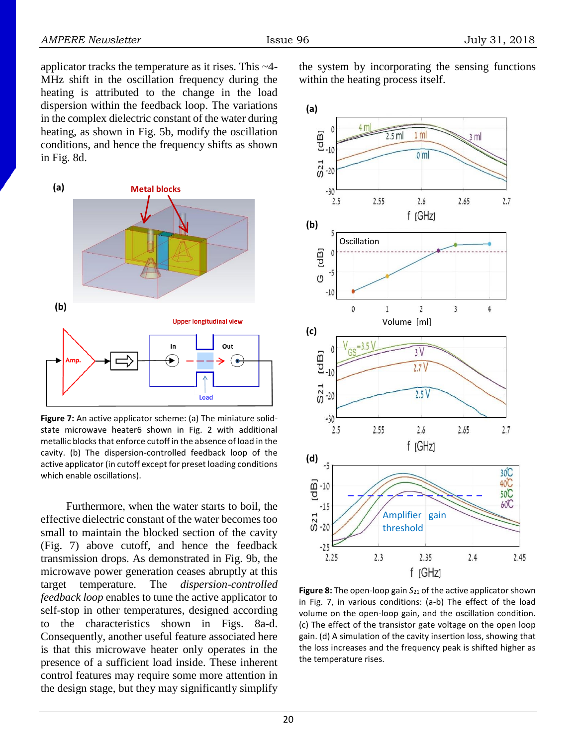applicator tracks the temperature as it rises. This ~4-MHz shift in the oscillation frequency during the heating is attributed to the change in the load dispersion within the feedback loop. The variations in the complex dielectric constant of the water during heating, as shown in Fig. 5b, modify the oscillation conditions, and hence the frequency shifts as shown in Fig. 8d.

**Figure 7:** An active applicator scheme: (a) The miniature solid-state microwave heater6 shown in Fig. 2 with additional metallic blocks that enforce cutoff in the absence of load in the cavity. (b) The dispersion-controlled feedback loop of the active applicator (in cutoff except for preset loading conditions which enable oscillations).

Furthermore, when the water starts to boil, the effective dielectric constant of the water becomes too small to maintain the blocked section of the cavity (Fig. 7) above cutoff, and hence the feedback transmission drops. As demonstrated in Fig. 9b, the microwave power generation ceases abruptly at this target temperature. The *dispersion-controlled feedback loop* enables to tune the active applicator to self-stop in other temperatures, designed according to the characteristics shown in Figs. 8a-d. Consequently, another useful feature associated here is that this microwave heater only operates in the presence of a sufficient load inside. These inherent control features may require some more attention in the design stage, but they may significantly simplify the system by incorporating the sensing functions within the heating process itself.

**Figure 8:** The open-loop gain $S_{21}$ of the active applicator shown in Fig. 7, in various conditions: (a-b) The effect of the load volume on the open-loop gain, and the oscillation condition. (c) The effect of the transistor gate voltage on the open loop gain. (d) A simulation of the cavity insertion loss, showing that the loss increases and the frequency peak is shifted higher as the temperature rises.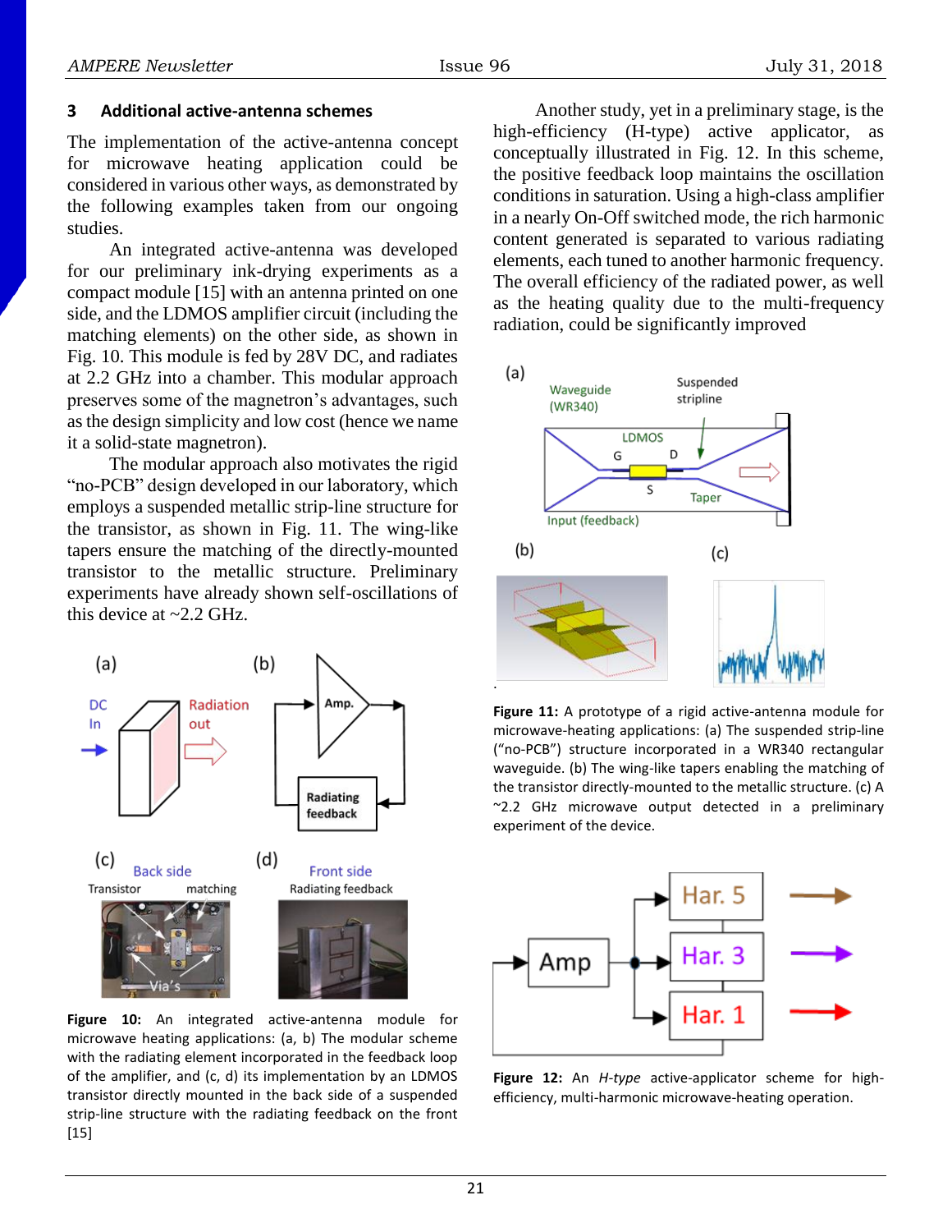## 3 Additional active-antenna schemes

The implementation of the active-antenna concept for microwave heating application could be considered in various other ways, as demonstrated by the following examples taken from our ongoing studies.

An integrated active-antenna was developed for our preliminary ink-drying experiments as a compact module [15] with an antenna printed on one side, and the LDMOS amplifier circuit (including the matching elements) on the other side, as shown in Fig. 10. This module is fed by 28V DC, and radiates at 2.2 GHz into a chamber. This modular approach preserves some of the magnetron's advantages, such as the design simplicity and low cost (hence we name it a solid-state magnetron).

The modular approach also motivates the rigid "no-PCB" design developed in our laboratory, which employs a suspended metallic strip-line structure for the transistor, as shown in Fig. 11. The wing-like tapers ensure the matching of the directly-mounted transistor to the metallic structure. Preliminary experiments have already shown self-oscillations of this device at ~2.2 GHz.

**Figure 10:** An integrated active-antenna module for microwave heating applications: (a, b) The modular scheme with the radiating element incorporated in the feedback loop of the amplifier, and (c, d) its implementation by an LDMOS transistor directly mounted in the back side of a suspended strip-line structure with the radiating feedback on the front [15]

Another study, yet in a preliminary stage, is the high-efficiency (H-type) active applicator, as conceptually illustrated in Fig. 12. In this scheme, the positive feedback loop maintains the oscillation conditions in saturation. Using a high-class amplifier in a nearly On-Off switched mode, the rich harmonic content generated is separated to various radiating elements, each tuned to another harmonic frequency. The overall efficiency of the radiated power, as well as the heating quality due to the multi-frequency radiation, could be significantly improved

**Figure 11:** A prototype of a rigid active-antenna module for microwave-heating applications: (a) The suspended strip-line ("no-PCB") structure incorporated in a WR340 rectangular waveguide. (b) The wing-like tapers enabling the matching of the transistor directly-mounted to the metallic structure. (c) A ~2.2 GHz microwave output detected in a preliminary experiment of the device.

**Figure 12:** An *H-type* active-applicator scheme for high-efficiency, multi-harmonic microwave-heating operation.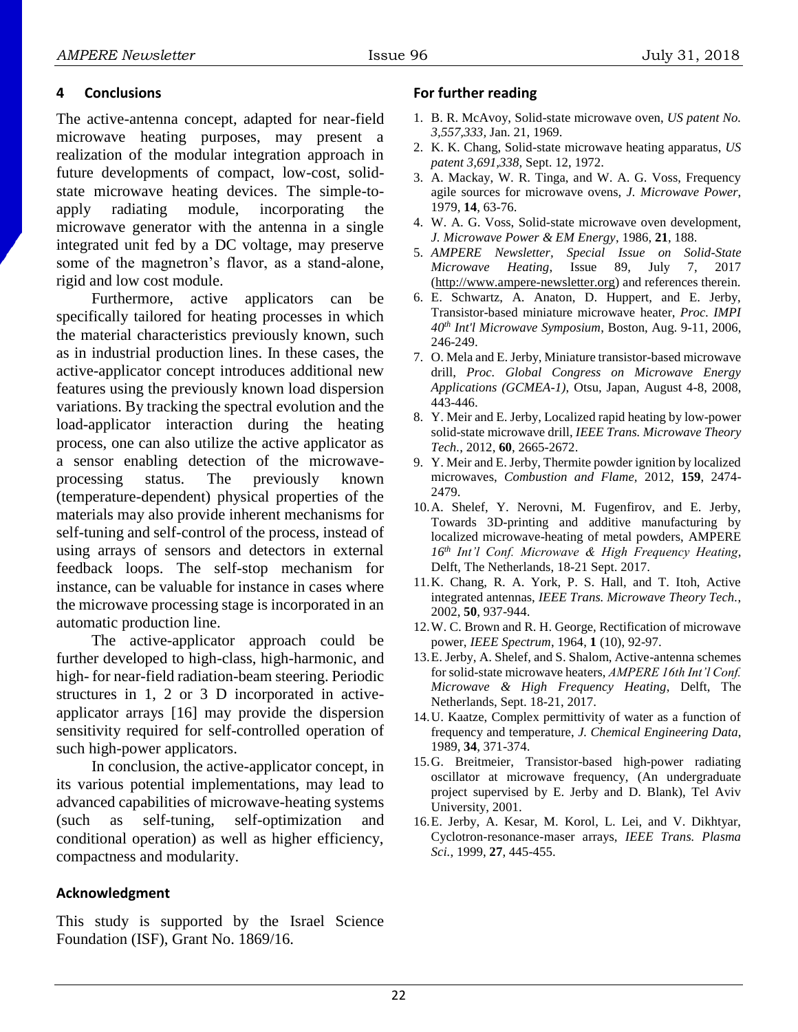## 4 Conclusions

The active-antenna concept, adapted for near-field microwave heating purposes, may present a realization of the modular integration approach in future developments of compact, low-cost, solid-state microwave heating devices. The simple-to-apply radiating module, incorporating the microwave generator with the antenna in a single integrated unit fed by a DC voltage, may preserve some of the magnetron's flavor, as a stand-alone, rigid and low cost module.

Furthermore, active applicators can be specifically tailored for heating processes in which the material characteristics previously known, such as in industrial production lines. In these cases, the active-applicator concept introduces additional new features using the previously known load dispersion variations. By tracking the spectral evolution and the load-applicator interaction during the heating process, one can also utilize the active applicator as a sensor enabling detection of the microwave-processing status. The previously known (temperature-dependent) physical properties of the materials may also provide inherent mechanisms for self-tuning and self-control of the process, instead of using arrays of sensors and detectors in external feedback loops. The self-stop mechanism for instance, can be valuable for instance in cases where the microwave processing stage is incorporated in an automatic production line.

The active-applicator approach could be further developed to high-class, high-harmonic, and high- for near-field radiation-beam steering. Periodic structures in 1, 2 or 3 D incorporated in active-applicator arrays [16] may provide the dispersion sensitivity required for self-controlled operation of such high-power applicators.

In conclusion, the active-applicator concept, in its various potential implementations, may lead to advanced capabilities of microwave-heating systems (such as self-tuning, self-optimization and conditional operation) as well as higher efficiency, compactness and modularity.

## Acknowledgment

This study is supported by the Israel Science Foundation (ISF), Grant No. 1869/16.

## For further reading

1. B. R. McAvoy, Solid-state microwave oven, *US patent No. 3,557,333*, Jan. 21, 1969.
2. K. K. Chang, Solid-state microwave heating apparatus, *US patent 3,691,338*, Sept. 12, 1972.
3. A. Mackay, W. R. Tinga, and W. A. G. Voss, Frequency agile sources for microwave ovens, *J. Microwave Power*, 1979, **14**, 63-76.
4. W. A. G. Voss, Solid-state microwave oven development, *J. Microwave Power & EM Energy*, 1986, **21**, 188.
5. *AMPERE Newsletter, Special Issue on Solid-State Microwave Heating*, Issue 89, July 7, 2017 (http://www.ampere-newsletter.org) and references therein.
6. E. Schwartz, A. Anaton, D. Huppert, and E. Jerby, Transistor-based miniature microwave heater, *Proc. IMPI 40th Int'l Microwave Symposium*, Boston, Aug. 9-11, 2006, 246-249.
7. O. Mela and E. Jerby, Miniature transistor-based microwave drill, *Proc. Global Congress on Microwave Energy Applications (GCMEA-1)*, Otsu, Japan, August 4-8, 2008, 443-446.
8. Y. Meir and E. Jerby, Localized rapid heating by low-power solid-state microwave drill, *IEEE Trans. Microwave Theory Tech.*, 2012, **60**, 2665-2672.
9. Y. Meir and E. Jerby, Thermite powder ignition by localized microwaves, *Combustion and Flame*, 2012, **159**, 2474-2479.
10. A. Shelef, Y. Nerovni, M. Fugenfirov, and E. Jerby, Towards 3D-printing and additive manufacturing by localized microwave-heating of metal powders, AMPERE *16th Int'l Conf. Microwave & High Frequency Heating*, Delft, The Netherlands, 18-21 Sept. 2017.
11. K. Chang, R. A. York, P. S. Hall, and T. Itoh, Active integrated antennas, *IEEE Trans. Microwave Theory Tech.*, 2002, **50**, 937-944.
12. W. C. Brown and R. H. George, Rectification of microwave power, *IEEE Spectrum*, 1964, **1** (10), 92-97.
13. E. Jerby, A. Shelef, and S. Shalom, Active-antenna schemes for solid-state microwave heaters, *AMPERE 16th Int'l Conf. Microwave & High Frequency Heating*, Delft, The Netherlands, Sept. 18-21, 2017.
14. U. Kaatze, Complex permittivity of water as a function of frequency and temperature, *J. Chemical Engineering Data*, 1989, **34**, 371-374.
15. G. Breitmeier, Transistor-based high-power radiating oscillator at microwave frequency, (An undergraduate project supervised by E. Jerby and D. Blank), Tel Aviv University, 2001.
16. E. Jerby, A. Kesar, M. Korol, L. Lei, and V. Dikhtyar, Cyclotron-resonance-maser arrays, *IEEE Trans. Plasma Sci.*, 1999, **27**, 445-455.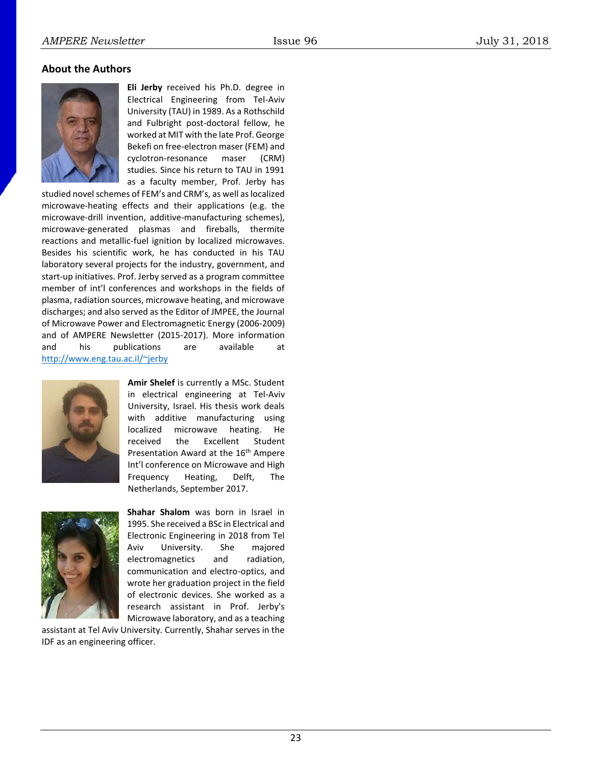## About the Authors

**Eli Jerby** received his Ph.D. degree in Electrical Engineering from Tel-Aviv University (TAU) in 1989. As a Rothschild and Fulbright post-doctoral fellow, he worked at MIT with the late Prof. George Bekefi on free-electron maser (FEM) and cyclotron-resonance maser (CRM) studies. Since his return to TAU in 1991 as a faculty member, Prof. Jerby has studied novel schemes of FEM's and CRM's, as well as localized microwave-heating effects and their applications (e.g. the microwave-drill invention, additive-manufacturing schemes), microwave-generated plasmas and fireballs, thermite reactions and metallic-fuel ignition by localized microwaves. Besides his scientific work, he has conducted in his TAU laboratory several projects for the industry, government, and start-up initiatives. Prof. Jerby served as a program committee member of int'l conferences and workshops in the fields of plasma, radiation sources, microwave heating, and microwave discharges; and also served as the Editor of JMPEE, the Journal of Microwave Power and Electromagnetic Energy (2006-2009) and of AMPERE Newsletter (2015-2017). More information and his publications are available at http://www.eng.tau.ac.il/~jerby

**Amir Shelef** is currently a MSc. Student in electrical engineering at Tel-Aviv University, Israel. His thesis work deals with additive manufacturing using localized microwave heating. He received the Excellent Student Presentation Award at the 16th Ampere Int'l conference on Microwave and High Frequency Heating, Delft, The Netherlands, September 2017.

**Shahar Shalom** was born in Israel in 1995. She received a BSc in Electrical and Electronic Engineering in 2018 from Tel Aviv University. She majored electromagnetics and radiation, communication and electro-optics, and wrote her graduation project in the field of electronic devices. She worked as a research assistant in Prof. Jerby's Microwave laboratory, and as a teaching assistant at Tel Aviv University. Currently, Shahar serves in the IDF as an engineering officer.